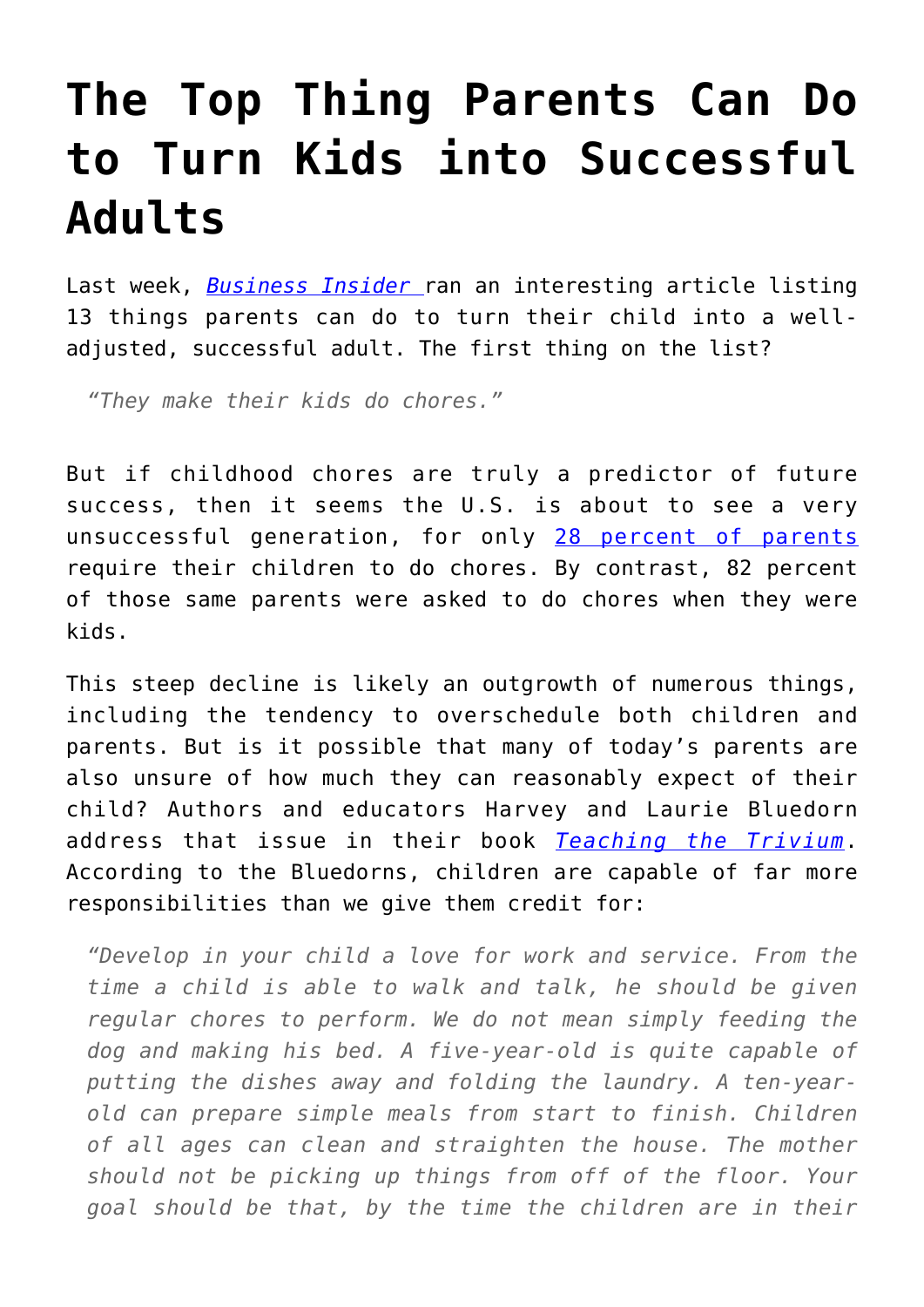# The Top Thing Parents Can Do to Turn Kids into Successful Adults

Last week, [*Business Insider*](#) ran an interesting article listing 13 things parents can do to turn their child into a well-adjusted, successful adult. The first thing on the list?

> *"They make their kids do chores."*

But if childhood chores are truly a predictor of future success, then it seems the U.S. is about to see a very unsuccessful generation, for only [28 percent of parents](#) require their children to do chores. By contrast, 82 percent of those same parents were asked to do chores when they were kids.

This steep decline is likely an outgrowth of numerous things, including the tendency to overschedule both children and parents. But is it possible that many of today's parents are also unsure of how much they can reasonably expect of their child? Authors and educators Harvey and Laurie Bluedorn address that issue in their book [*Teaching the Trivium*](#). According to the Bluedorns, children are capable of far more responsibilities than we give them credit for:

> *"Develop in your child a love for work and service. From the time a child is able to walk and talk, he should be given regular chores to perform. We do not mean simply feeding the dog and making his bed. A five-year-old is quite capable of putting the dishes away and folding the laundry. A ten-year-old can prepare simple meals from start to finish. Children of all ages can clean and straighten the house. The mother should not be picking up things from off of the floor. Your goal should be that, by the time the children are in their*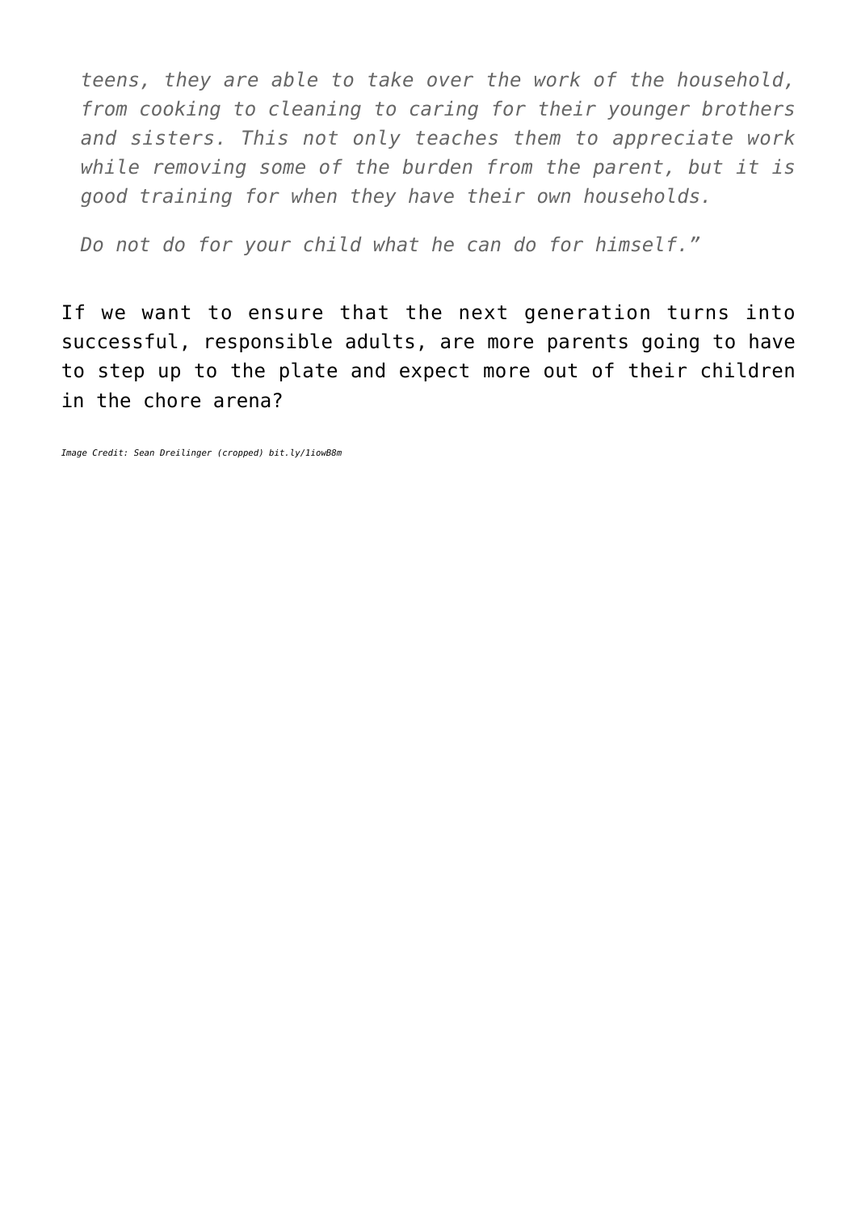> *teens, they are able to take over the work of the household, from cooking to cleaning to caring for their younger brothers and sisters. This not only teaches them to appreciate work while removing some of the burden from the parent, but it is good training for when they have their own households.*
>
> *Do not do for your child what he can do for himself."*

If we want to ensure that the next generation turns into successful, responsible adults, are more parents going to have to step up to the plate and expect more out of their children in the chore arena?

*Image Credit: Sean Dreilinger (cropped) bit.ly/1iowB8m*